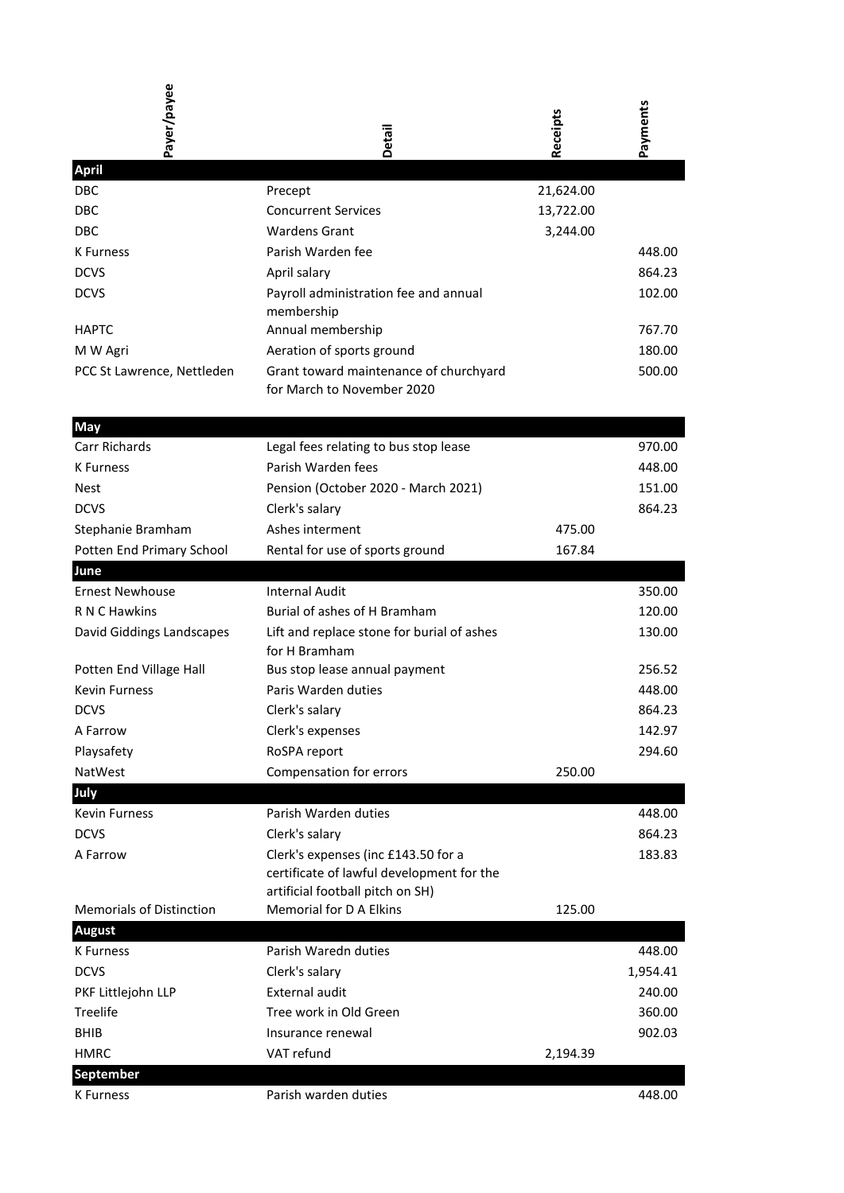| Payer/payee | Detail | Receipts | Payments |
|---|---|---|---|
| **April** | | | |
| DBC | Precept | 21,624.00 | |
| DBC | Concurrent Services | 13,722.00 | |
| DBC | Wardens Grant | 3,244.00 | |
| K Furness | Parish Warden fee | | 448.00 |
| DCVS | April salary | | 864.23 |
| DCVS | Payroll administration fee and annual membership | | 102.00 |
| HAPTC | Annual membership | | 767.70 |
| M W Agri | Aeration of sports ground | | 180.00 |
| PCC St Lawrence, Nettleden | Grant toward maintenance of churchyard for March to November 2020 | | 500.00 |
| **May** | | | |
| Carr Richards | Legal fees relating to bus stop lease | | 970.00 |
| K Furness | Parish Warden fees | | 448.00 |
| Nest | Pension (October 2020 - March 2021) | | 151.00 |
| DCVS | Clerk's salary | | 864.23 |
| Stephanie Bramham | Ashes interment | 475.00 | |
| Potten End Primary School | Rental for use of sports ground | 167.84 | |
| **June** | | | |
| Ernest Newhouse | Internal Audit | | 350.00 |
| R N C Hawkins | Burial of ashes of H Bramham | | 120.00 |
| David Giddings Landscapes | Lift and replace stone for burial of ashes for H Bramham | | 130.00 |
| Potten End Village Hall | Bus stop lease annual payment | | 256.52 |
| Kevin Furness | Paris Warden duties | | 448.00 |
| DCVS | Clerk's salary | | 864.23 |
| A Farrow | Clerk's expenses | | 142.97 |
| Playsafety | RoSPA report | | 294.60 |
| NatWest | Compensation for errors | 250.00 | |
| **July** | | | |
| Kevin Furness | Parish Warden duties | | 448.00 |
| DCVS | Clerk's salary | | 864.23 |
| A Farrow | Clerk's expenses (inc £143.50 for a certificate of lawful development for the artificial football pitch on SH) | | 183.83 |
| Memorials of Distinction | Memorial for D A Elkins | 125.00 | |
| **August** | | | |
| K Furness | Parish Waredn duties | | 448.00 |
| DCVS | Clerk's salary | | 1,954.41 |
| PKF Littlejohn LLP | External audit | | 240.00 |
| Treelife | Tree work in Old Green | | 360.00 |
| BHIB | Insurance renewal | | 902.03 |
| HMRC | VAT refund | 2,194.39 | |
| **September** | | | |
| K Furness | Parish warden duties | | 448.00 |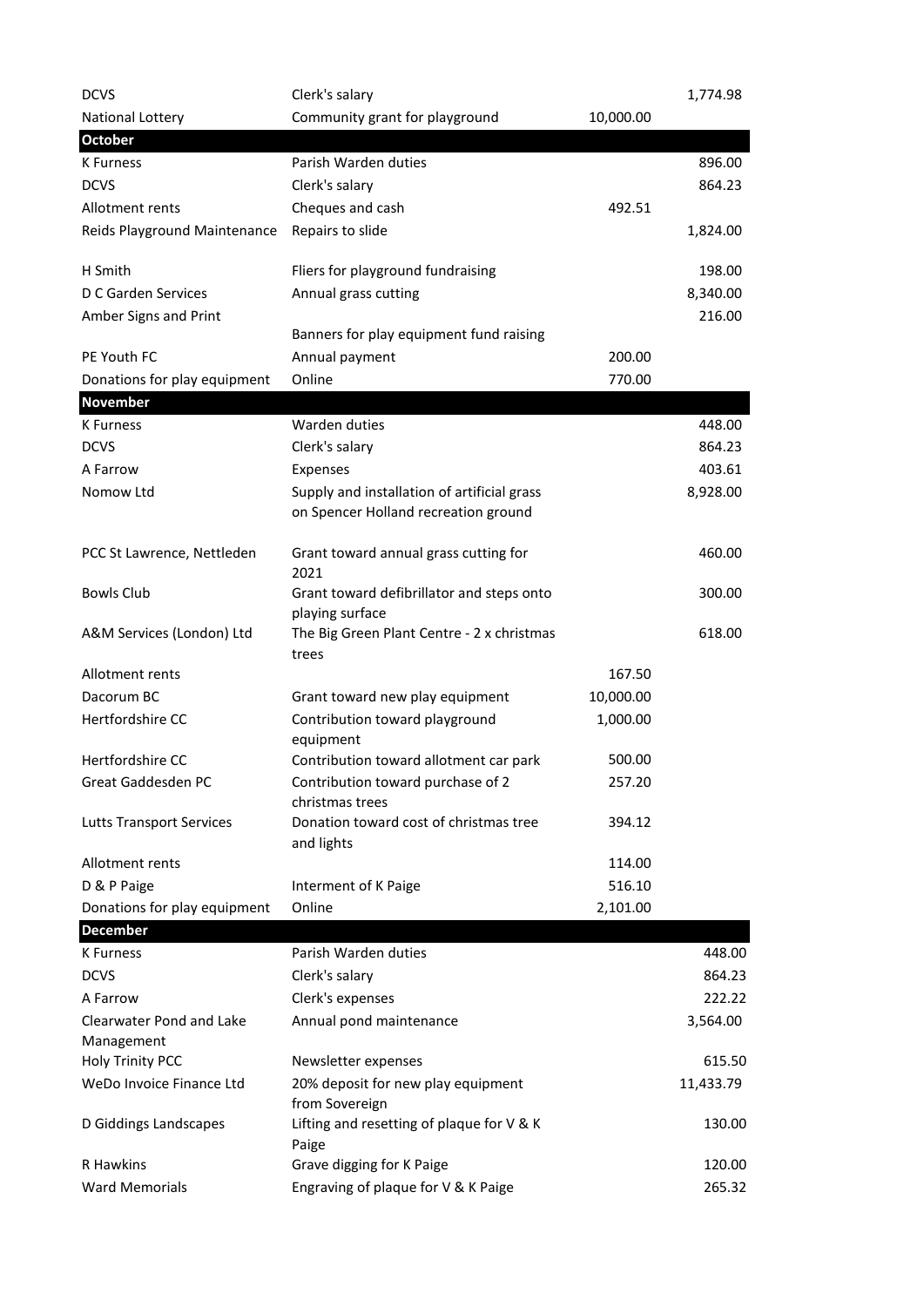| | | | |
|---|---|---|---|
| DCVS | Clerk's salary | | 1,774.98 |
| National Lottery | Community grant for playground | 10,000.00 | |
| **October** | | | |
| K Furness | Parish Warden duties | | 896.00 |
| DCVS | Clerk's salary | | 864.23 |
| Allotment rents | Cheques and cash | 492.51 | |
| Reids Playground Maintenance | Repairs to slide | | 1,824.00 |
| H Smith | Fliers for playground fundraising | | 198.00 |
| D C Garden Services | Annual grass cutting | | 8,340.00 |
| Amber Signs and Print | Banners for play equipment fund raising | | 216.00 |
| PE Youth FC | Annual payment | 200.00 | |
| Donations for play equipment | Online | 770.00 | |
| **November** | | | |
| K Furness | Warden duties | | 448.00 |
| DCVS | Clerk's salary | | 864.23 |
| A Farrow | Expenses | | 403.61 |
| Nomow Ltd | Supply and installation of artificial grass on Spencer Holland recreation ground | | 8,928.00 |
| PCC St Lawrence, Nettleden | Grant toward annual grass cutting for 2021 | | 460.00 |
| Bowls Club | Grant toward defibrillator and steps onto playing surface | | 300.00 |
| A&M Services (London) Ltd | The Big Green Plant Centre - 2 x christmas trees | | 618.00 |
| Allotment rents | | 167.50 | |
| Dacorum BC | Grant toward new play equipment | 10,000.00 | |
| Hertfordshire CC | Contribution toward playground equipment | 1,000.00 | |
| Hertfordshire CC | Contribution toward allotment car park | 500.00 | |
| Great Gaddesden PC | Contribution toward purchase of 2 christmas trees | 257.20 | |
| Lutts Transport Services | Donation toward cost of christmas tree and lights | 394.12 | |
| Allotment rents | | 114.00 | |
| D & P Paige | Interment of K Paige | 516.10 | |
| Donations for play equipment | Online | 2,101.00 | |
| **December** | | | |
| K Furness | Parish Warden duties | | 448.00 |
| DCVS | Clerk's salary | | 864.23 |
| A Farrow | Clerk's expenses | | 222.22 |
| Clearwater Pond and Lake Management | Annual pond maintenance | | 3,564.00 |
| Holy Trinity PCC | Newsletter expenses | | 615.50 |
| WeDo Invoice Finance Ltd | 20% deposit for new play equipment from Sovereign | | 11,433.79 |
| D Giddings Landscapes | Lifting and resetting of plaque for V & K Paige | | 130.00 |
| R Hawkins | Grave digging for K Paige | | 120.00 |
| Ward Memorials | Engraving of plaque for V & K Paige | | 265.32 |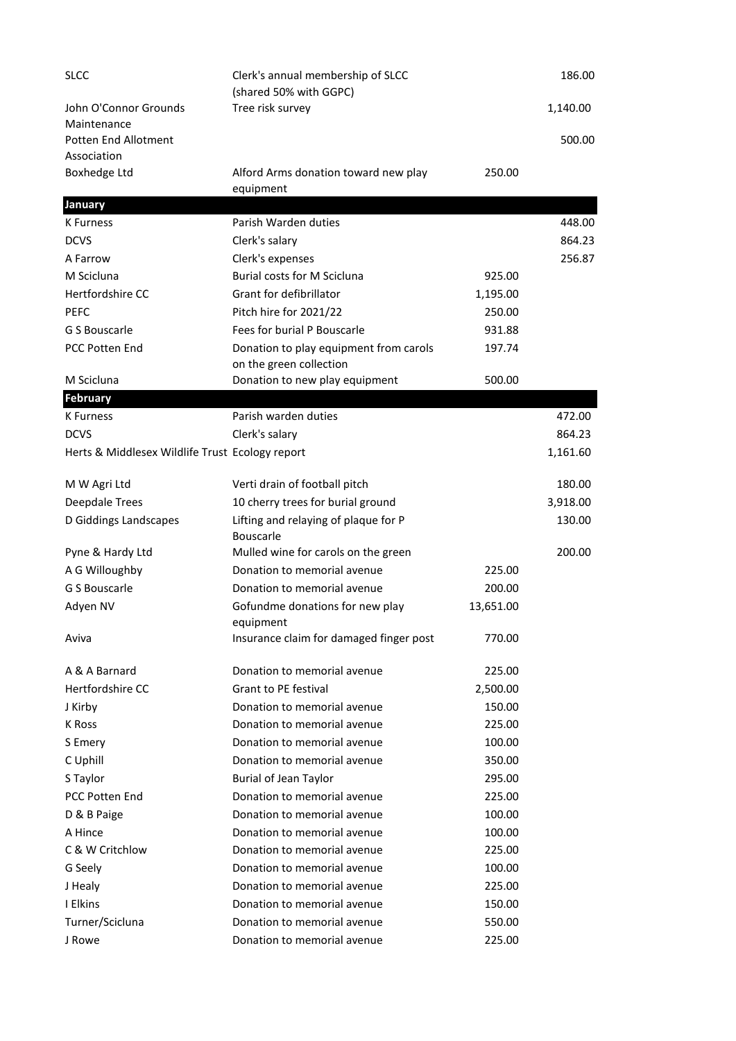| | | | |
|---|---|---|---|
| SLCC | Clerk's annual membership of SLCC (shared 50% with GGPC) | | 186.00 |
| John O'Connor Grounds Maintenance | Tree risk survey | | 1,140.00 |
| Potten End Allotment Association | | | 500.00 |
| Boxhedge Ltd | Alford Arms donation toward new play equipment | 250.00 | |
| **January** | | | |
| K Furness | Parish Warden duties | | 448.00 |
| DCVS | Clerk's salary | | 864.23 |
| A Farrow | Clerk's expenses | | 256.87 |
| M Scicluna | Burial costs for M Scicluna | 925.00 | |
| Hertfordshire CC | Grant for defibrillator | 1,195.00 | |
| PEFC | Pitch hire for 2021/22 | 250.00 | |
| G S Bouscarle | Fees for burial P Bouscarle | 931.88 | |
| PCC Potten End | Donation to play equipment from carols on the green collection | 197.74 | |
| M Scicluna | Donation to new play equipment | 500.00 | |
| **February** | | | |
| K Furness | Parish warden duties | | 472.00 |
| DCVS | Clerk's salary | | 864.23 |
| Herts & Middlesex Wildlife Trust | Ecology report | | 1,161.60 |
| M W Agri Ltd | Verti drain of football pitch | | 180.00 |
| Deepdale Trees | 10 cherry trees for burial ground | | 3,918.00 |
| D Giddings Landscapes | Lifting and relaying of plaque for P Bouscarle | | 130.00 |
| Pyne & Hardy Ltd | Mulled wine for carols on the green | | 200.00 |
| A G Willoughby | Donation to memorial avenue | 225.00 | |
| G S Bouscarle | Donation to memorial avenue | 200.00 | |
| Adyen NV | Gofundme donations for new play equipment | 13,651.00 | |
| Aviva | Insurance claim for damaged finger post | 770.00 | |
| A & A Barnard | Donation to memorial avenue | 225.00 | |
| Hertfordshire CC | Grant to PE festival | 2,500.00 | |
| J Kirby | Donation to memorial avenue | 150.00 | |
| K Ross | Donation to memorial avenue | 225.00 | |
| S Emery | Donation to memorial avenue | 100.00 | |
| C Uphill | Donation to memorial avenue | 350.00 | |
| S Taylor | Burial of Jean Taylor | 295.00 | |
| PCC Potten End | Donation to memorial avenue | 225.00 | |
| D & B Paige | Donation to memorial avenue | 100.00 | |
| A Hince | Donation to memorial avenue | 100.00 | |
| C & W Critchlow | Donation to memorial avenue | 225.00 | |
| G Seely | Donation to memorial avenue | 100.00 | |
| J Healy | Donation to memorial avenue | 225.00 | |
| I Elkins | Donation to memorial avenue | 150.00 | |
| Turner/Scicluna | Donation to memorial avenue | 550.00 | |
| J Rowe | Donation to memorial avenue | 225.00 | |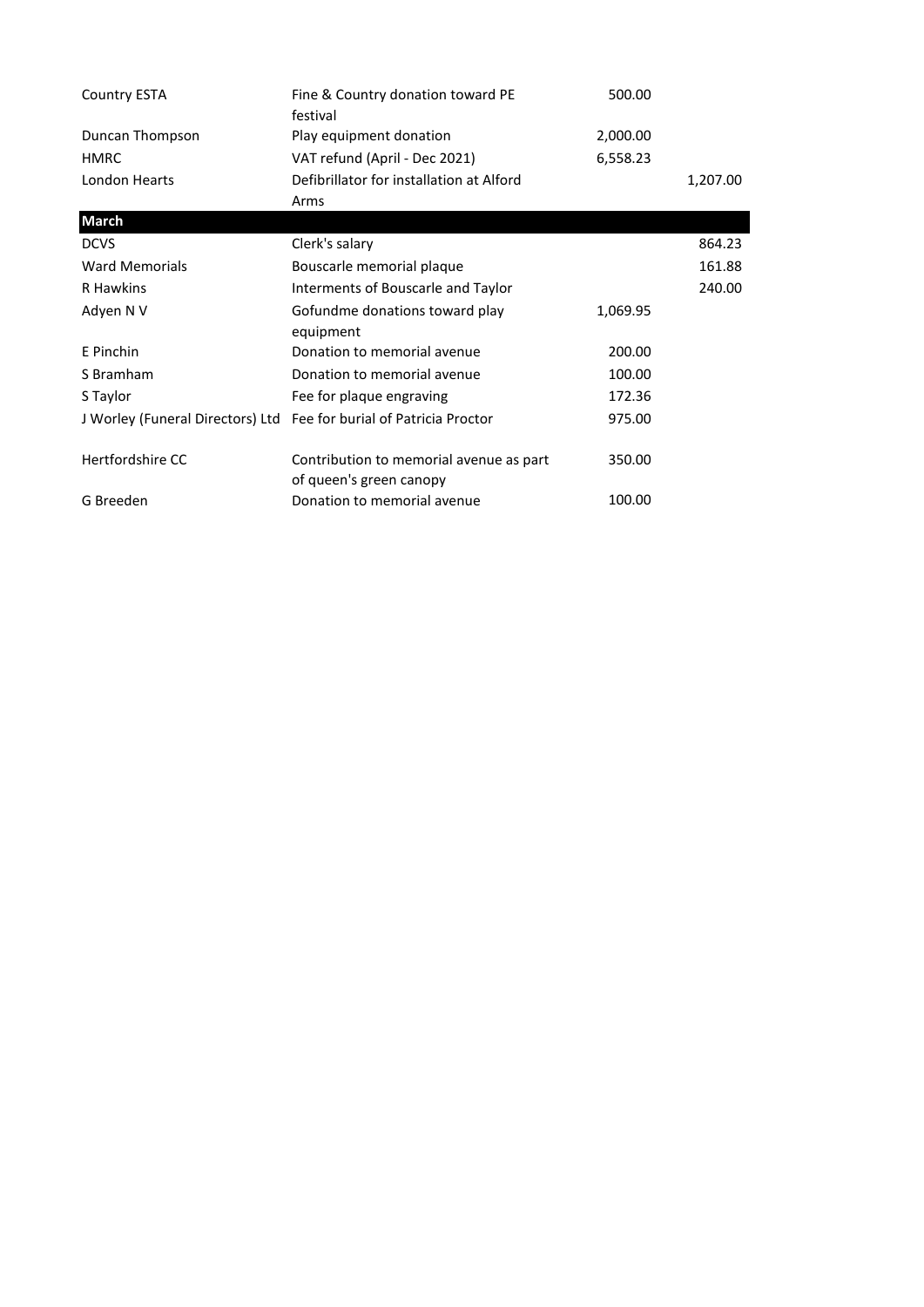| | | | |
|---|---|---|---|
| Country ESTA | Fine & Country donation toward PE festival | 500.00 | |
| Duncan Thompson | Play equipment donation | 2,000.00 | |
| HMRC | VAT refund (April - Dec 2021) | 6,558.23 | |
| London Hearts | Defibrillator for installation at Alford Arms | | 1,207.00 |
| **March** | | | |
| DCVS | Clerk's salary | | 864.23 |
| Ward Memorials | Bouscarle memorial plaque | | 161.88 |
| R Hawkins | Interments of Bouscarle and Taylor | | 240.00 |
| Adyen N V | Gofundme donations toward play equipment | 1,069.95 | |
| E Pinchin | Donation to memorial avenue | 200.00 | |
| S Bramham | Donation to memorial avenue | 100.00 | |
| S Taylor | Fee for plaque engraving | 172.36 | |
| J Worley (Funeral Directors) Ltd | Fee for burial of Patricia Proctor | 975.00 | |
| Hertfordshire CC | Contribution to memorial avenue as part of queen's green canopy | 350.00 | |
| G Breeden | Donation to memorial avenue | 100.00 | |